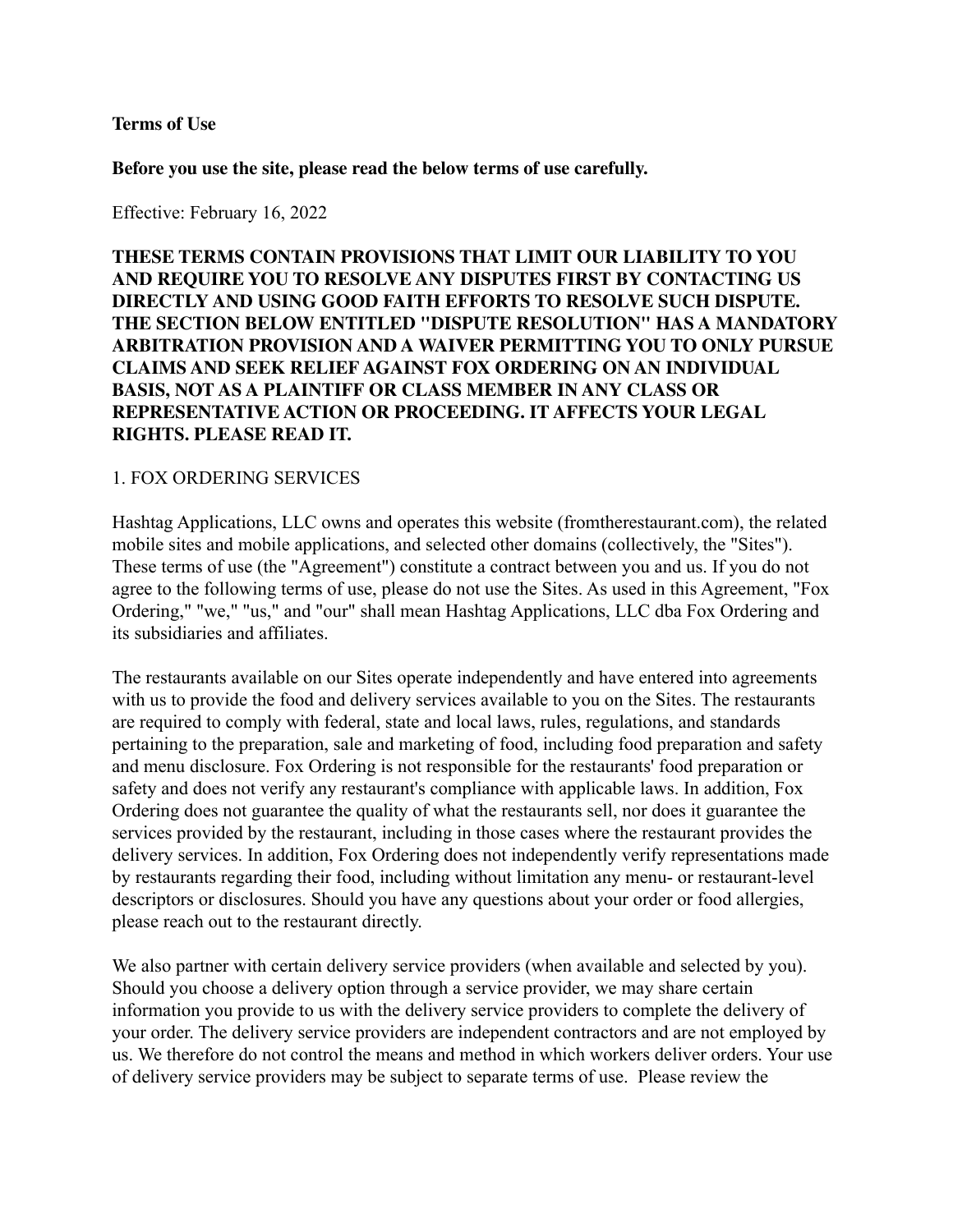**Terms of Use**

**Before you use the site, please read the below terms of use carefully.**

Effective: February 16, 2022

**THESE TERMS CONTAIN PROVISIONS THAT LIMIT OUR LIABILITY TO YOU AND REQUIRE YOU TO RESOLVE ANY DISPUTES FIRST BY CONTACTING US DIRECTLY AND USING GOOD FAITH EFFORTS TO RESOLVE SUCH DISPUTE. THE SECTION BELOW ENTITLED "DISPUTE RESOLUTION" HAS A MANDATORY ARBITRATION PROVISION AND A WAIVER PERMITTING YOU TO ONLY PURSUE CLAIMS AND SEEK RELIEF AGAINST FOX ORDERING ON AN INDIVIDUAL BASIS, NOT AS A PLAINTIFF OR CLASS MEMBER IN ANY CLASS OR REPRESENTATIVE ACTION OR PROCEEDING. IT AFFECTS YOUR LEGAL RIGHTS. PLEASE READ IT.**

1. FOX ORDERING SERVICES

Hashtag Applications, LLC owns and operates this website (fromtherestaurant.com), the related mobile sites and mobile applications, and selected other domains (collectively, the "Sites"). These terms of use (the "Agreement") constitute a contract between you and us. If you do not agree to the following terms of use, please do not use the Sites. As used in this Agreement, "Fox Ordering," "we," "us," and "our" shall mean Hashtag Applications, LLC dba Fox Ordering and its subsidiaries and affiliates.

The restaurants available on our Sites operate independently and have entered into agreements with us to provide the food and delivery services available to you on the Sites. The restaurants are required to comply with federal, state and local laws, rules, regulations, and standards pertaining to the preparation, sale and marketing of food, including food preparation and safety and menu disclosure. Fox Ordering is not responsible for the restaurants' food preparation or safety and does not verify any restaurant's compliance with applicable laws. In addition, Fox Ordering does not guarantee the quality of what the restaurants sell, nor does it guarantee the services provided by the restaurant, including in those cases where the restaurant provides the delivery services. In addition, Fox Ordering does not independently verify representations made by restaurants regarding their food, including without limitation any menu- or restaurant-level descriptors or disclosures. Should you have any questions about your order or food allergies, please reach out to the restaurant directly.

We also partner with certain delivery service providers (when available and selected by you). Should you choose a delivery option through a service provider, we may share certain information you provide to us with the delivery service providers to complete the delivery of your order. The delivery service providers are independent contractors and are not employed by us. We therefore do not control the means and method in which workers deliver orders. Your use of delivery service providers may be subject to separate terms of use. Please review the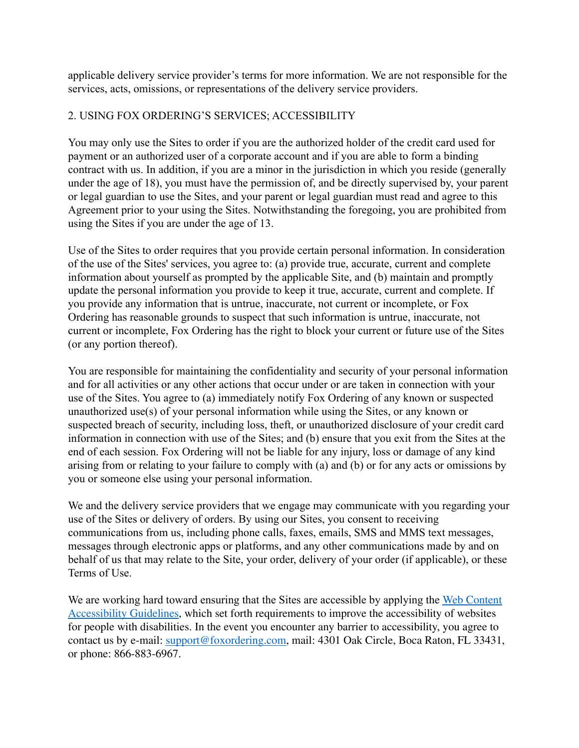applicable delivery service provider's terms for more information. We are not responsible for the services, acts, omissions, or representations of the delivery service providers.

## 2. USING FOX ORDERING'S SERVICES; ACCESSIBILITY

You may only use the Sites to order if you are the authorized holder of the credit card used for payment or an authorized user of a corporate account and if you are able to form a binding contract with us. In addition, if you are a minor in the jurisdiction in which you reside (generally under the age of 18), you must have the permission of, and be directly supervised by, your parent or legal guardian to use the Sites, and your parent or legal guardian must read and agree to this Agreement prior to your using the Sites. Notwithstanding the foregoing, you are prohibited from using the Sites if you are under the age of 13.

Use of the Sites to order requires that you provide certain personal information. In consideration of the use of the Sites' services, you agree to: (a) provide true, accurate, current and complete information about yourself as prompted by the applicable Site, and (b) maintain and promptly update the personal information you provide to keep it true, accurate, current and complete. If you provide any information that is untrue, inaccurate, not current or incomplete, or Fox Ordering has reasonable grounds to suspect that such information is untrue, inaccurate, not current or incomplete, Fox Ordering has the right to block your current or future use of the Sites (or any portion thereof).

You are responsible for maintaining the confidentiality and security of your personal information and for all activities or any other actions that occur under or are taken in connection with your use of the Sites. You agree to (a) immediately notify Fox Ordering of any known or suspected unauthorized use(s) of your personal information while using the Sites, or any known or suspected breach of security, including loss, theft, or unauthorized disclosure of your credit card information in connection with use of the Sites; and (b) ensure that you exit from the Sites at the end of each session. Fox Ordering will not be liable for any injury, loss or damage of any kind arising from or relating to your failure to comply with (a) and (b) or for any acts or omissions by you or someone else using your personal information.

We and the delivery service providers that we engage may communicate with you regarding your use of the Sites or delivery of orders. By using our Sites, you consent to receiving communications from us, including phone calls, faxes, emails, SMS and MMS text messages, messages through electronic apps or platforms, and any other communications made by and on behalf of us that may relate to the Site, your order, delivery of your order (if applicable), or these Terms of Use.

We are working hard toward ensuring that the Sites are accessible by applying the [Web Content Accessibility Guidelines](), which set forth requirements to improve the accessibility of websites for people with disabilities. In the event you encounter any barrier to accessibility, you agree to contact us by e-mail: [support@foxordering.com](mailto:support@foxordering.com), mail: 4301 Oak Circle, Boca Raton, FL 33431, or phone: 866-883-6967.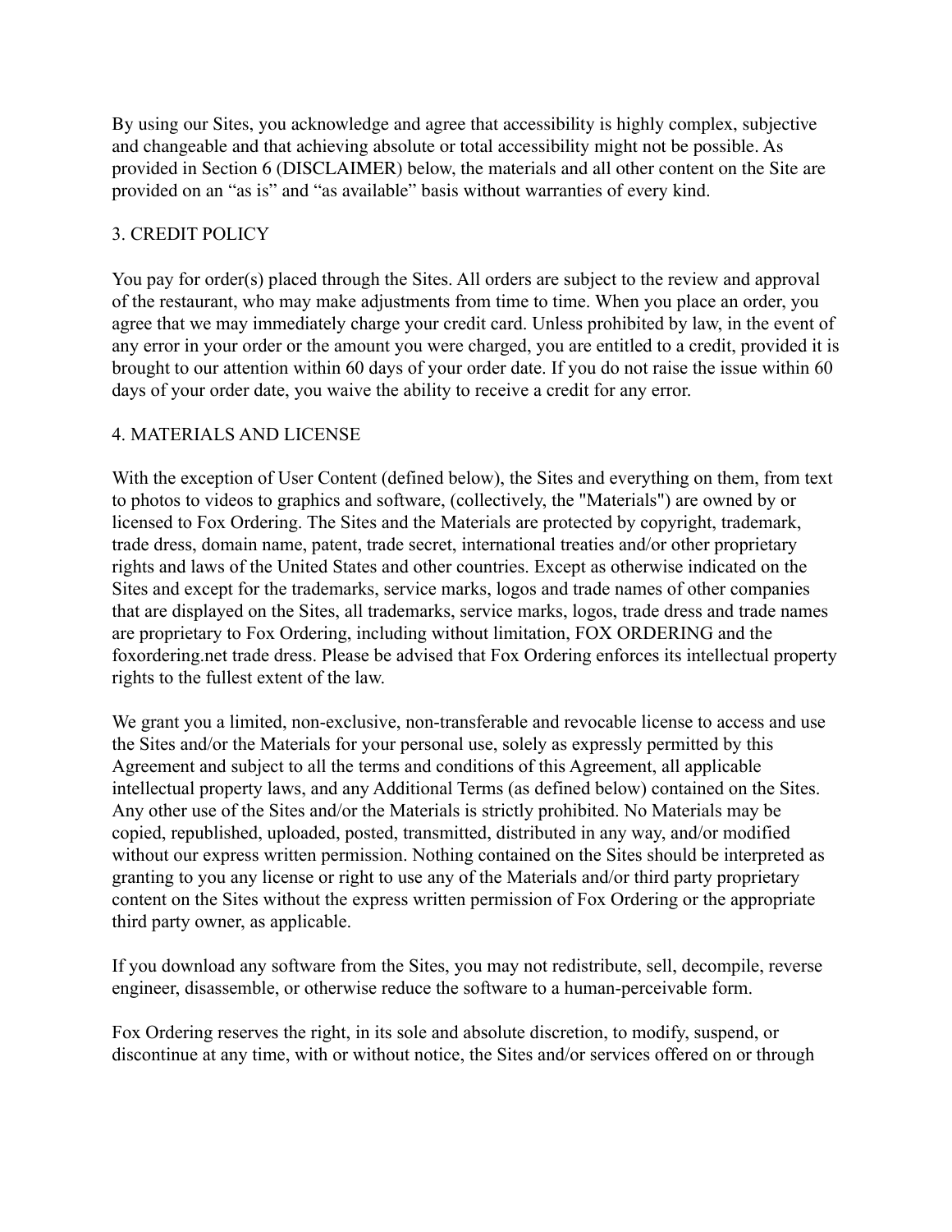By using our Sites, you acknowledge and agree that accessibility is highly complex, subjective and changeable and that achieving absolute or total accessibility might not be possible. As provided in Section 6 (DISCLAIMER) below, the materials and all other content on the Site are provided on an "as is" and "as available" basis without warranties of every kind.

## 3. CREDIT POLICY

You pay for order(s) placed through the Sites. All orders are subject to the review and approval of the restaurant, who may make adjustments from time to time. When you place an order, you agree that we may immediately charge your credit card. Unless prohibited by law, in the event of any error in your order or the amount you were charged, you are entitled to a credit, provided it is brought to our attention within 60 days of your order date. If you do not raise the issue within 60 days of your order date, you waive the ability to receive a credit for any error.

## 4. MATERIALS AND LICENSE

With the exception of User Content (defined below), the Sites and everything on them, from text to photos to videos to graphics and software, (collectively, the "Materials") are owned by or licensed to Fox Ordering. The Sites and the Materials are protected by copyright, trademark, trade dress, domain name, patent, trade secret, international treaties and/or other proprietary rights and laws of the United States and other countries. Except as otherwise indicated on the Sites and except for the trademarks, service marks, logos and trade names of other companies that are displayed on the Sites, all trademarks, service marks, logos, trade dress and trade names are proprietary to Fox Ordering, including without limitation, FOX ORDERING and the foxordering.net trade dress. Please be advised that Fox Ordering enforces its intellectual property rights to the fullest extent of the law.

We grant you a limited, non-exclusive, non-transferable and revocable license to access and use the Sites and/or the Materials for your personal use, solely as expressly permitted by this Agreement and subject to all the terms and conditions of this Agreement, all applicable intellectual property laws, and any Additional Terms (as defined below) contained on the Sites. Any other use of the Sites and/or the Materials is strictly prohibited. No Materials may be copied, republished, uploaded, posted, transmitted, distributed in any way, and/or modified without our express written permission. Nothing contained on the Sites should be interpreted as granting to you any license or right to use any of the Materials and/or third party proprietary content on the Sites without the express written permission of Fox Ordering or the appropriate third party owner, as applicable.

If you download any software from the Sites, you may not redistribute, sell, decompile, reverse engineer, disassemble, or otherwise reduce the software to a human-perceivable form.

Fox Ordering reserves the right, in its sole and absolute discretion, to modify, suspend, or discontinue at any time, with or without notice, the Sites and/or services offered on or through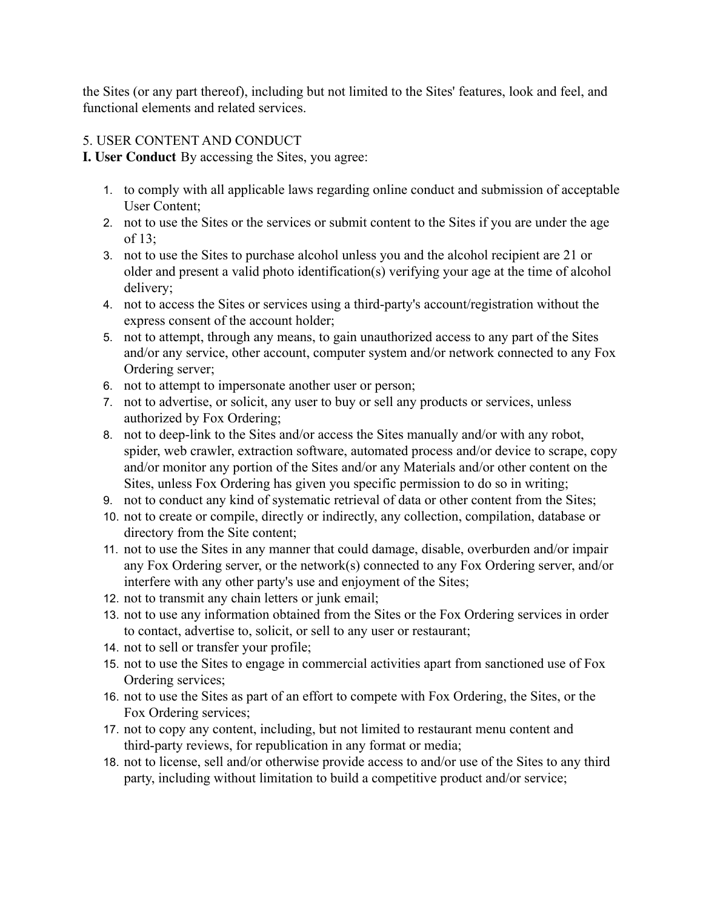the Sites (or any part thereof), including but not limited to the Sites' features, look and feel, and functional elements and related services.

## 5. USER CONTENT AND CONDUCT

**I. User Conduct** By accessing the Sites, you agree:

1. to comply with all applicable laws regarding online conduct and submission of acceptable User Content;
2. not to use the Sites or the services or submit content to the Sites if you are under the age of 13;
3. not to use the Sites to purchase alcohol unless you and the alcohol recipient are 21 or older and present a valid photo identification(s) verifying your age at the time of alcohol delivery;
4. not to access the Sites or services using a third-party's account/registration without the express consent of the account holder;
5. not to attempt, through any means, to gain unauthorized access to any part of the Sites and/or any service, other account, computer system and/or network connected to any Fox Ordering server;
6. not to attempt to impersonate another user or person;
7. not to advertise, or solicit, any user to buy or sell any products or services, unless authorized by Fox Ordering;
8. not to deep-link to the Sites and/or access the Sites manually and/or with any robot, spider, web crawler, extraction software, automated process and/or device to scrape, copy and/or monitor any portion of the Sites and/or any Materials and/or other content on the Sites, unless Fox Ordering has given you specific permission to do so in writing;
9. not to conduct any kind of systematic retrieval of data or other content from the Sites;
10. not to create or compile, directly or indirectly, any collection, compilation, database or directory from the Site content;
11. not to use the Sites in any manner that could damage, disable, overburden and/or impair any Fox Ordering server, or the network(s) connected to any Fox Ordering server, and/or interfere with any other party's use and enjoyment of the Sites;
12. not to transmit any chain letters or junk email;
13. not to use any information obtained from the Sites or the Fox Ordering services in order to contact, advertise to, solicit, or sell to any user or restaurant;
14. not to sell or transfer your profile;
15. not to use the Sites to engage in commercial activities apart from sanctioned use of Fox Ordering services;
16. not to use the Sites as part of an effort to compete with Fox Ordering, the Sites, or the Fox Ordering services;
17. not to copy any content, including, but not limited to restaurant menu content and third-party reviews, for republication in any format or media;
18. not to license, sell and/or otherwise provide access to and/or use of the Sites to any third party, including without limitation to build a competitive product and/or service;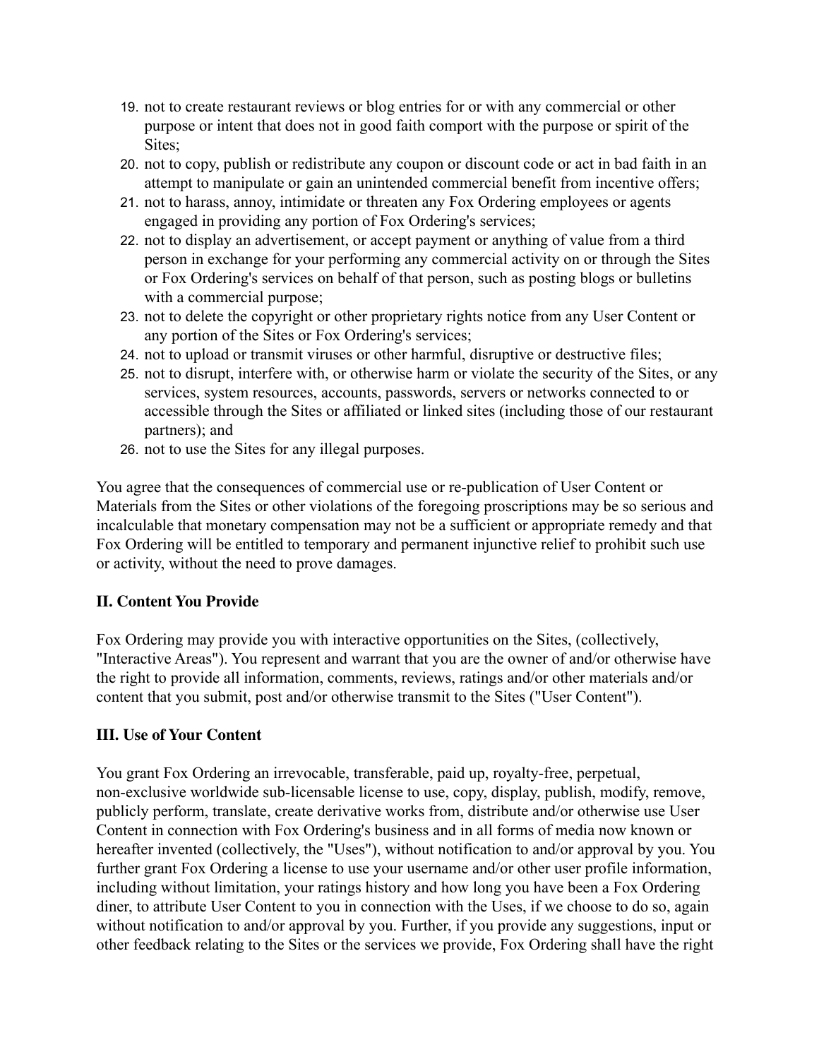19. not to create restaurant reviews or blog entries for or with any commercial or other purpose or intent that does not in good faith comport with the purpose or spirit of the Sites;
20. not to copy, publish or redistribute any coupon or discount code or act in bad faith in an attempt to manipulate or gain an unintended commercial benefit from incentive offers;
21. not to harass, annoy, intimidate or threaten any Fox Ordering employees or agents engaged in providing any portion of Fox Ordering's services;
22. not to display an advertisement, or accept payment or anything of value from a third person in exchange for your performing any commercial activity on or through the Sites or Fox Ordering's services on behalf of that person, such as posting blogs or bulletins with a commercial purpose;
23. not to delete the copyright or other proprietary rights notice from any User Content or any portion of the Sites or Fox Ordering's services;
24. not to upload or transmit viruses or other harmful, disruptive or destructive files;
25. not to disrupt, interfere with, or otherwise harm or violate the security of the Sites, or any services, system resources, accounts, passwords, servers or networks connected to or accessible through the Sites or affiliated or linked sites (including those of our restaurant partners); and
26. not to use the Sites for any illegal purposes.

You agree that the consequences of commercial use or re-publication of User Content or Materials from the Sites or other violations of the foregoing proscriptions may be so serious and incalculable that monetary compensation may not be a sufficient or appropriate remedy and that Fox Ordering will be entitled to temporary and permanent injunctive relief to prohibit such use or activity, without the need to prove damages.

## II. Content You Provide

Fox Ordering may provide you with interactive opportunities on the Sites, (collectively, "Interactive Areas"). You represent and warrant that you are the owner of and/or otherwise have the right to provide all information, comments, reviews, ratings and/or other materials and/or content that you submit, post and/or otherwise transmit to the Sites ("User Content").

## III. Use of Your Content

You grant Fox Ordering an irrevocable, transferable, paid up, royalty-free, perpetual, non-exclusive worldwide sub-licensable license to use, copy, display, publish, modify, remove, publicly perform, translate, create derivative works from, distribute and/or otherwise use User Content in connection with Fox Ordering's business and in all forms of media now known or hereafter invented (collectively, the "Uses"), without notification to and/or approval by you. You further grant Fox Ordering a license to use your username and/or other user profile information, including without limitation, your ratings history and how long you have been a Fox Ordering diner, to attribute User Content to you in connection with the Uses, if we choose to do so, again without notification to and/or approval by you. Further, if you provide any suggestions, input or other feedback relating to the Sites or the services we provide, Fox Ordering shall have the right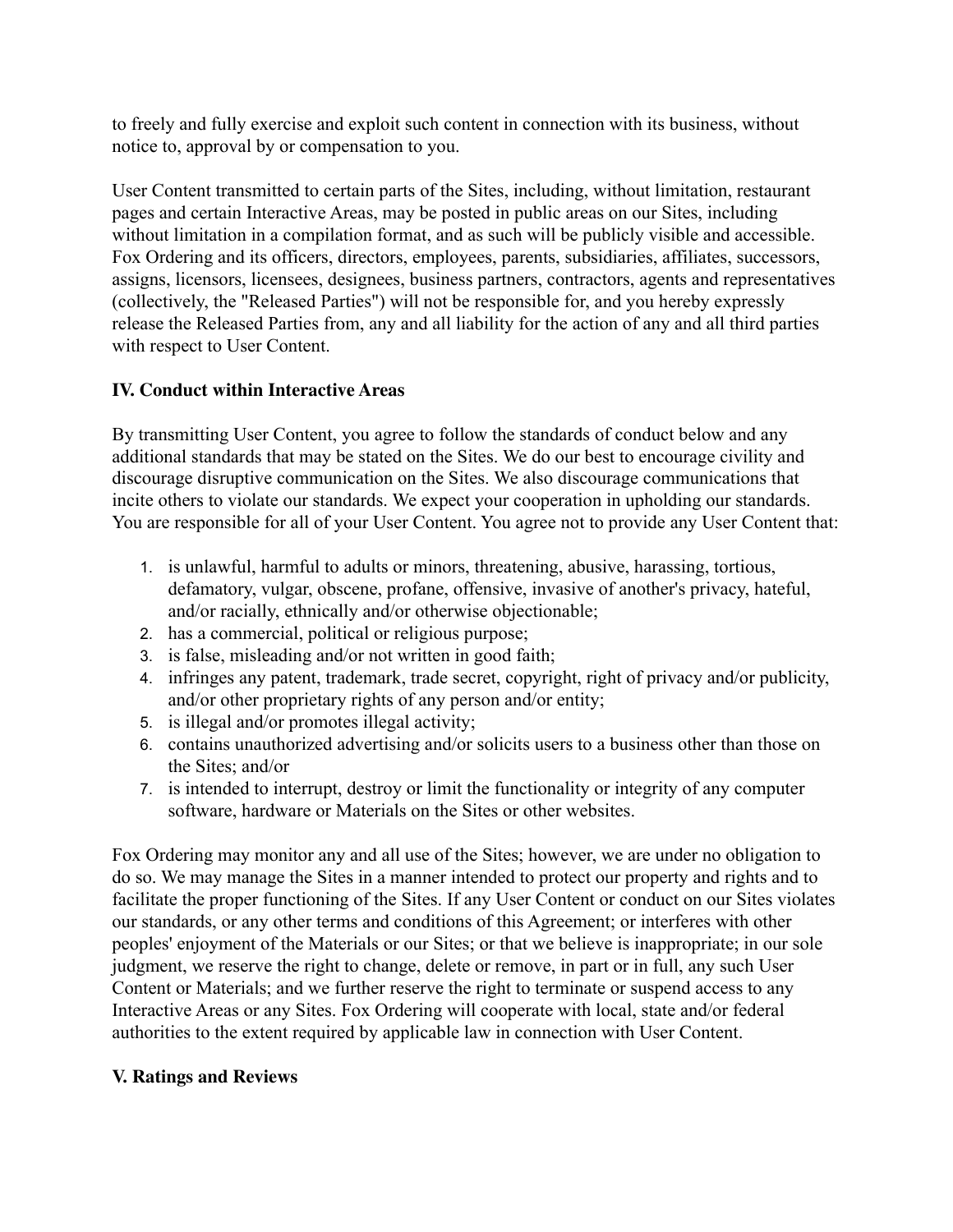to freely and fully exercise and exploit such content in connection with its business, without notice to, approval by or compensation to you.

User Content transmitted to certain parts of the Sites, including, without limitation, restaurant pages and certain Interactive Areas, may be posted in public areas on our Sites, including without limitation in a compilation format, and as such will be publicly visible and accessible. Fox Ordering and its officers, directors, employees, parents, subsidiaries, affiliates, successors, assigns, licensors, licensees, designees, business partners, contractors, agents and representatives (collectively, the "Released Parties") will not be responsible for, and you hereby expressly release the Released Parties from, any and all liability for the action of any and all third parties with respect to User Content.

## IV. Conduct within Interactive Areas

By transmitting User Content, you agree to follow the standards of conduct below and any additional standards that may be stated on the Sites. We do our best to encourage civility and discourage disruptive communication on the Sites. We also discourage communications that incite others to violate our standards. We expect your cooperation in upholding our standards. You are responsible for all of your User Content. You agree not to provide any User Content that:

1. is unlawful, harmful to adults or minors, threatening, abusive, harassing, tortious, defamatory, vulgar, obscene, profane, offensive, invasive of another's privacy, hateful, and/or racially, ethnically and/or otherwise objectionable;
2. has a commercial, political or religious purpose;
3. is false, misleading and/or not written in good faith;
4. infringes any patent, trademark, trade secret, copyright, right of privacy and/or publicity, and/or other proprietary rights of any person and/or entity;
5. is illegal and/or promotes illegal activity;
6. contains unauthorized advertising and/or solicits users to a business other than those on the Sites; and/or
7. is intended to interrupt, destroy or limit the functionality or integrity of any computer software, hardware or Materials on the Sites or other websites.

Fox Ordering may monitor any and all use of the Sites; however, we are under no obligation to do so. We may manage the Sites in a manner intended to protect our property and rights and to facilitate the proper functioning of the Sites. If any User Content or conduct on our Sites violates our standards, or any other terms and conditions of this Agreement; or interferes with other peoples' enjoyment of the Materials or our Sites; or that we believe is inappropriate; in our sole judgment, we reserve the right to change, delete or remove, in part or in full, any such User Content or Materials; and we further reserve the right to terminate or suspend access to any Interactive Areas or any Sites. Fox Ordering will cooperate with local, state and/or federal authorities to the extent required by applicable law in connection with User Content.

## V. Ratings and Reviews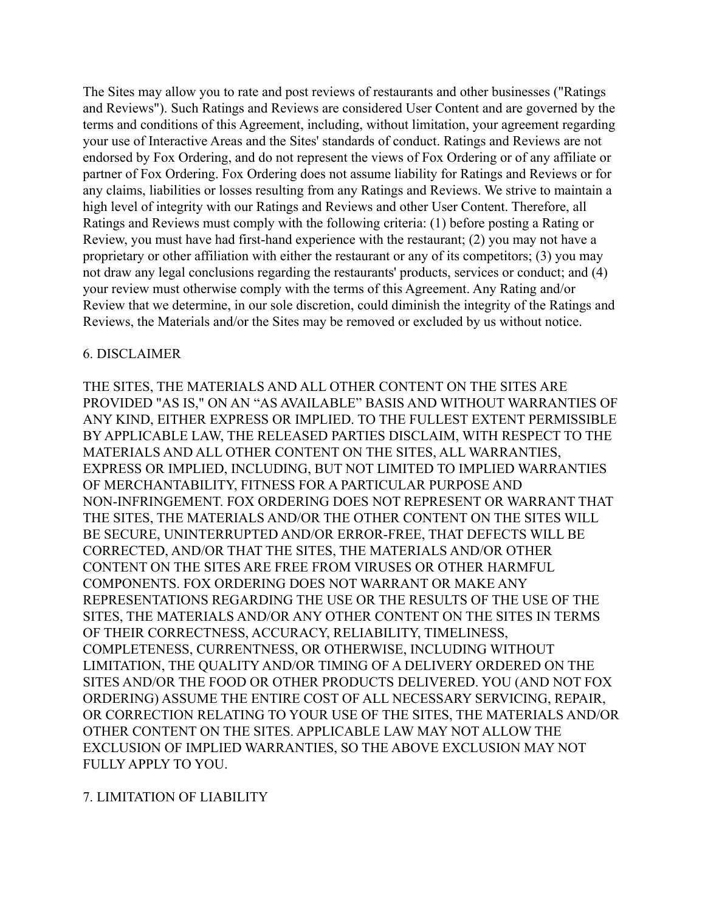The Sites may allow you to rate and post reviews of restaurants and other businesses ("Ratings and Reviews"). Such Ratings and Reviews are considered User Content and are governed by the terms and conditions of this Agreement, including, without limitation, your agreement regarding your use of Interactive Areas and the Sites' standards of conduct. Ratings and Reviews are not endorsed by Fox Ordering, and do not represent the views of Fox Ordering or of any affiliate or partner of Fox Ordering. Fox Ordering does not assume liability for Ratings and Reviews or for any claims, liabilities or losses resulting from any Ratings and Reviews. We strive to maintain a high level of integrity with our Ratings and Reviews and other User Content. Therefore, all Ratings and Reviews must comply with the following criteria: (1) before posting a Rating or Review, you must have had first-hand experience with the restaurant; (2) you may not have a proprietary or other affiliation with either the restaurant or any of its competitors; (3) you may not draw any legal conclusions regarding the restaurants' products, services or conduct; and (4) your review must otherwise comply with the terms of this Agreement. Any Rating and/or Review that we determine, in our sole discretion, could diminish the integrity of the Ratings and Reviews, the Materials and/or the Sites may be removed or excluded by us without notice.

## 6. DISCLAIMER

THE SITES, THE MATERIALS AND ALL OTHER CONTENT ON THE SITES ARE PROVIDED "AS IS," ON AN “AS AVAILABLE” BASIS AND WITHOUT WARRANTIES OF ANY KIND, EITHER EXPRESS OR IMPLIED. TO THE FULLEST EXTENT PERMISSIBLE BY APPLICABLE LAW, THE RELEASED PARTIES DISCLAIM, WITH RESPECT TO THE MATERIALS AND ALL OTHER CONTENT ON THE SITES, ALL WARRANTIES, EXPRESS OR IMPLIED, INCLUDING, BUT NOT LIMITED TO IMPLIED WARRANTIES OF MERCHANTABILITY, FITNESS FOR A PARTICULAR PURPOSE AND NON-INFRINGEMENT. FOX ORDERING DOES NOT REPRESENT OR WARRANT THAT THE SITES, THE MATERIALS AND/OR THE OTHER CONTENT ON THE SITES WILL BE SECURE, UNINTERRUPTED AND/OR ERROR-FREE, THAT DEFECTS WILL BE CORRECTED, AND/OR THAT THE SITES, THE MATERIALS AND/OR OTHER CONTENT ON THE SITES ARE FREE FROM VIRUSES OR OTHER HARMFUL COMPONENTS. FOX ORDERING DOES NOT WARRANT OR MAKE ANY REPRESENTATIONS REGARDING THE USE OR THE RESULTS OF THE USE OF THE SITES, THE MATERIALS AND/OR ANY OTHER CONTENT ON THE SITES IN TERMS OF THEIR CORRECTNESS, ACCURACY, RELIABILITY, TIMELINESS, COMPLETENESS, CURRENTNESS, OR OTHERWISE, INCLUDING WITHOUT LIMITATION, THE QUALITY AND/OR TIMING OF A DELIVERY ORDERED ON THE SITES AND/OR THE FOOD OR OTHER PRODUCTS DELIVERED. YOU (AND NOT FOX ORDERING) ASSUME THE ENTIRE COST OF ALL NECESSARY SERVICING, REPAIR, OR CORRECTION RELATING TO YOUR USE OF THE SITES, THE MATERIALS AND/OR OTHER CONTENT ON THE SITES. APPLICABLE LAW MAY NOT ALLOW THE EXCLUSION OF IMPLIED WARRANTIES, SO THE ABOVE EXCLUSION MAY NOT FULLY APPLY TO YOU.

## 7. LIMITATION OF LIABILITY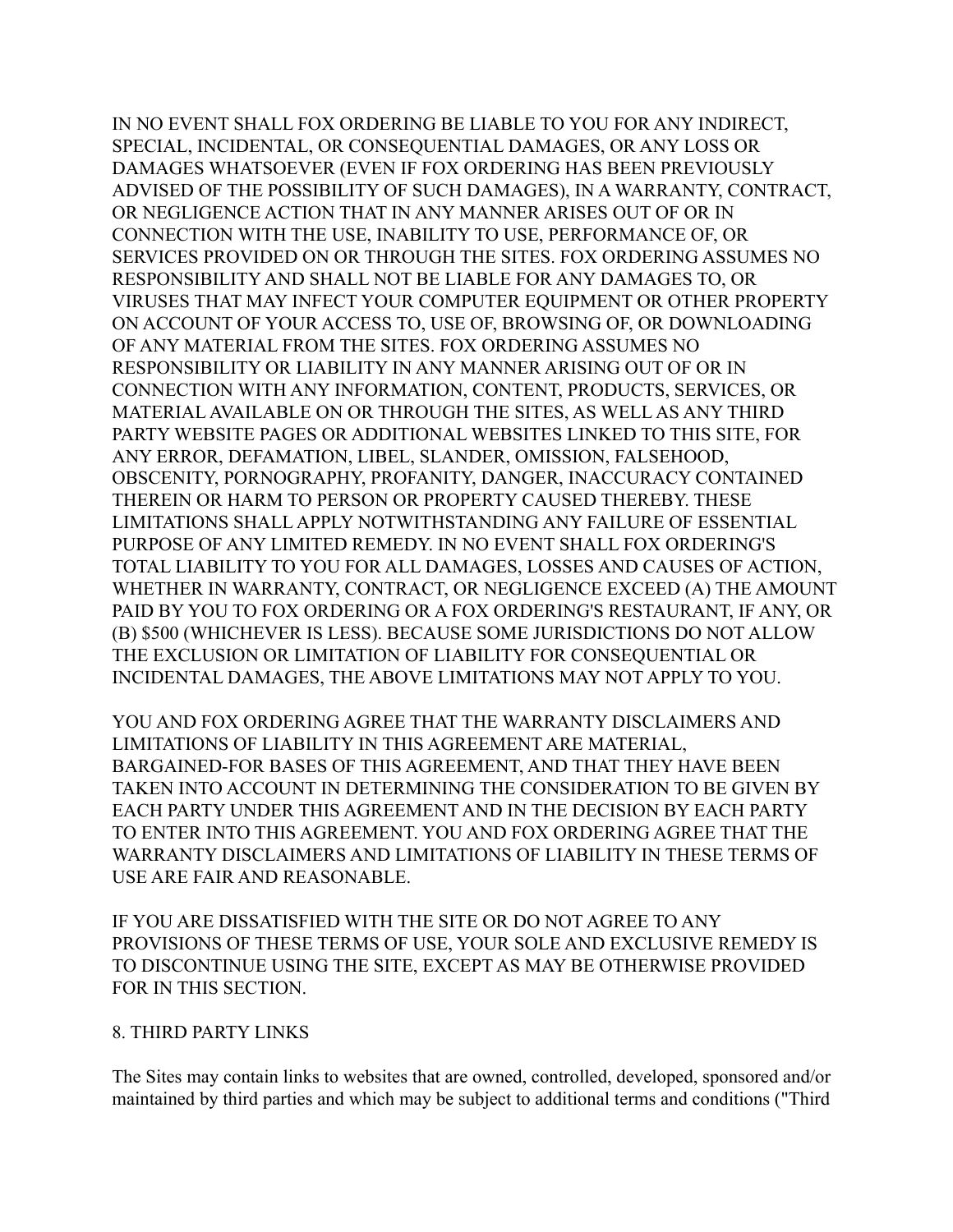IN NO EVENT SHALL FOX ORDERING BE LIABLE TO YOU FOR ANY INDIRECT, SPECIAL, INCIDENTAL, OR CONSEQUENTIAL DAMAGES, OR ANY LOSS OR DAMAGES WHATSOEVER (EVEN IF FOX ORDERING HAS BEEN PREVIOUSLY ADVISED OF THE POSSIBILITY OF SUCH DAMAGES), IN A WARRANTY, CONTRACT, OR NEGLIGENCE ACTION THAT IN ANY MANNER ARISES OUT OF OR IN CONNECTION WITH THE USE, INABILITY TO USE, PERFORMANCE OF, OR SERVICES PROVIDED ON OR THROUGH THE SITES. FOX ORDERING ASSUMES NO RESPONSIBILITY AND SHALL NOT BE LIABLE FOR ANY DAMAGES TO, OR VIRUSES THAT MAY INFECT YOUR COMPUTER EQUIPMENT OR OTHER PROPERTY ON ACCOUNT OF YOUR ACCESS TO, USE OF, BROWSING OF, OR DOWNLOADING OF ANY MATERIAL FROM THE SITES. FOX ORDERING ASSUMES NO RESPONSIBILITY OR LIABILITY IN ANY MANNER ARISING OUT OF OR IN CONNECTION WITH ANY INFORMATION, CONTENT, PRODUCTS, SERVICES, OR MATERIAL AVAILABLE ON OR THROUGH THE SITES, AS WELL AS ANY THIRD PARTY WEBSITE PAGES OR ADDITIONAL WEBSITES LINKED TO THIS SITE, FOR ANY ERROR, DEFAMATION, LIBEL, SLANDER, OMISSION, FALSEHOOD, OBSCENITY, PORNOGRAPHY, PROFANITY, DANGER, INACCURACY CONTAINED THEREIN OR HARM TO PERSON OR PROPERTY CAUSED THEREBY. THESE LIMITATIONS SHALL APPLY NOTWITHSTANDING ANY FAILURE OF ESSENTIAL PURPOSE OF ANY LIMITED REMEDY. IN NO EVENT SHALL FOX ORDERING'S TOTAL LIABILITY TO YOU FOR ALL DAMAGES, LOSSES AND CAUSES OF ACTION, WHETHER IN WARRANTY, CONTRACT, OR NEGLIGENCE EXCEED (A) THE AMOUNT PAID BY YOU TO FOX ORDERING OR A FOX ORDERING'S RESTAURANT, IF ANY, OR (B) $500 (WHICHEVER IS LESS). BECAUSE SOME JURISDICTIONS DO NOT ALLOW THE EXCLUSION OR LIMITATION OF LIABILITY FOR CONSEQUENTIAL OR INCIDENTAL DAMAGES, THE ABOVE LIMITATIONS MAY NOT APPLY TO YOU.

YOU AND FOX ORDERING AGREE THAT THE WARRANTY DISCLAIMERS AND LIMITATIONS OF LIABILITY IN THIS AGREEMENT ARE MATERIAL, BARGAINED-FOR BASES OF THIS AGREEMENT, AND THAT THEY HAVE BEEN TAKEN INTO ACCOUNT IN DETERMINING THE CONSIDERATION TO BE GIVEN BY EACH PARTY UNDER THIS AGREEMENT AND IN THE DECISION BY EACH PARTY TO ENTER INTO THIS AGREEMENT. YOU AND FOX ORDERING AGREE THAT THE WARRANTY DISCLAIMERS AND LIMITATIONS OF LIABILITY IN THESE TERMS OF USE ARE FAIR AND REASONABLE.

IF YOU ARE DISSATISFIED WITH THE SITE OR DO NOT AGREE TO ANY PROVISIONS OF THESE TERMS OF USE, YOUR SOLE AND EXCLUSIVE REMEDY IS TO DISCONTINUE USING THE SITE, EXCEPT AS MAY BE OTHERWISE PROVIDED FOR IN THIS SECTION.

## 8. THIRD PARTY LINKS

The Sites may contain links to websites that are owned, controlled, developed, sponsored and/or maintained by third parties and which may be subject to additional terms and conditions ("Third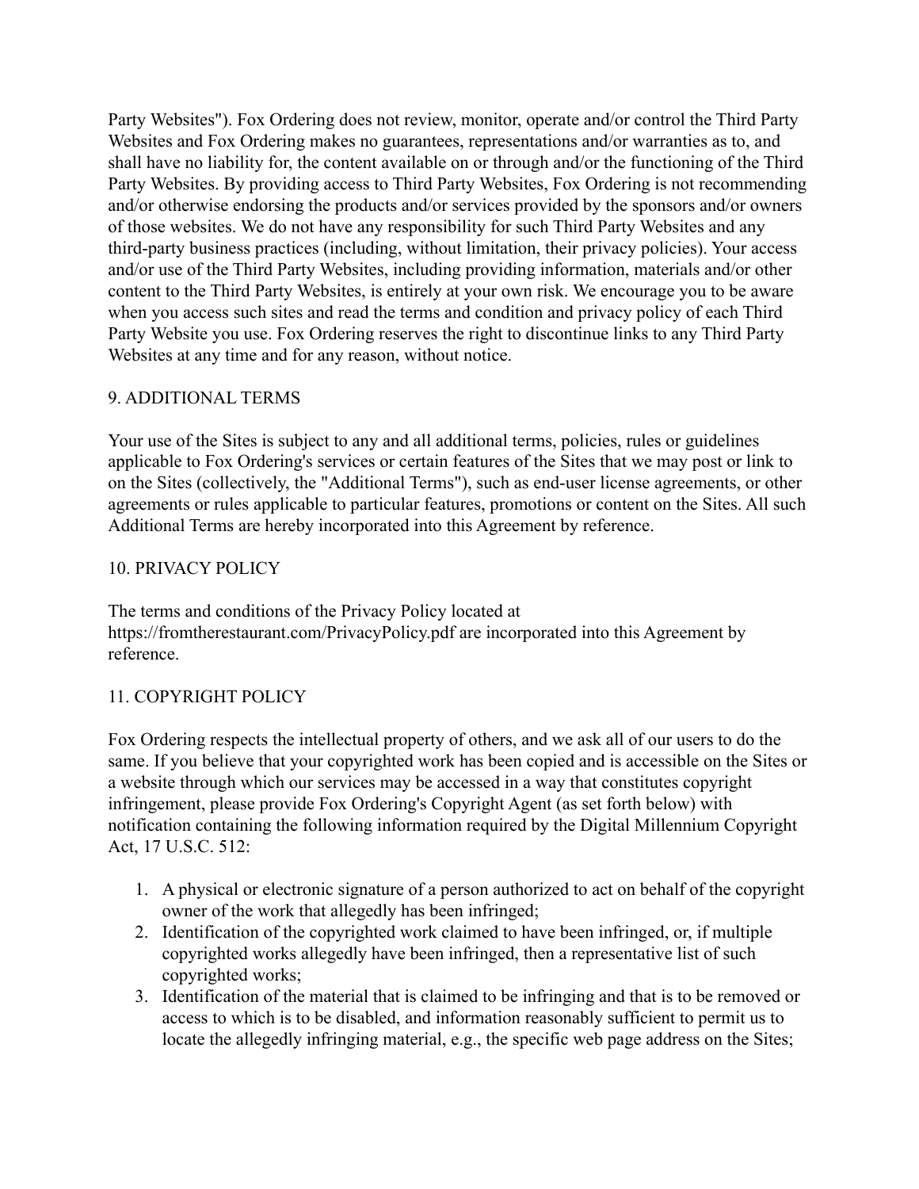Party Websites"). Fox Ordering does not review, monitor, operate and/or control the Third Party Websites and Fox Ordering makes no guarantees, representations and/or warranties as to, and shall have no liability for, the content available on or through and/or the functioning of the Third Party Websites. By providing access to Third Party Websites, Fox Ordering is not recommending and/or otherwise endorsing the products and/or services provided by the sponsors and/or owners of those websites. We do not have any responsibility for such Third Party Websites and any third-party business practices (including, without limitation, their privacy policies). Your access and/or use of the Third Party Websites, including providing information, materials and/or other content to the Third Party Websites, is entirely at your own risk. We encourage you to be aware when you access such sites and read the terms and condition and privacy policy of each Third Party Website you use. Fox Ordering reserves the right to discontinue links to any Third Party Websites at any time and for any reason, without notice.

## 9. ADDITIONAL TERMS

Your use of the Sites is subject to any and all additional terms, policies, rules or guidelines applicable to Fox Ordering's services or certain features of the Sites that we may post or link to on the Sites (collectively, the "Additional Terms"), such as end-user license agreements, or other agreements or rules applicable to particular features, promotions or content on the Sites. All such Additional Terms are hereby incorporated into this Agreement by reference.

## 10. PRIVACY POLICY

The terms and conditions of the Privacy Policy located at https://fromtherestaurant.com/PrivacyPolicy.pdf are incorporated into this Agreement by reference.

## 11. COPYRIGHT POLICY

Fox Ordering respects the intellectual property of others, and we ask all of our users to do the same. If you believe that your copyrighted work has been copied and is accessible on the Sites or a website through which our services may be accessed in a way that constitutes copyright infringement, please provide Fox Ordering's Copyright Agent (as set forth below) with notification containing the following information required by the Digital Millennium Copyright Act, 17 U.S.C. 512:

1. A physical or electronic signature of a person authorized to act on behalf of the copyright owner of the work that allegedly has been infringed;
2. Identification of the copyrighted work claimed to have been infringed, or, if multiple copyrighted works allegedly have been infringed, then a representative list of such copyrighted works;
3. Identification of the material that is claimed to be infringing and that is to be removed or access to which is to be disabled, and information reasonably sufficient to permit us to locate the allegedly infringing material, e.g., the specific web page address on the Sites;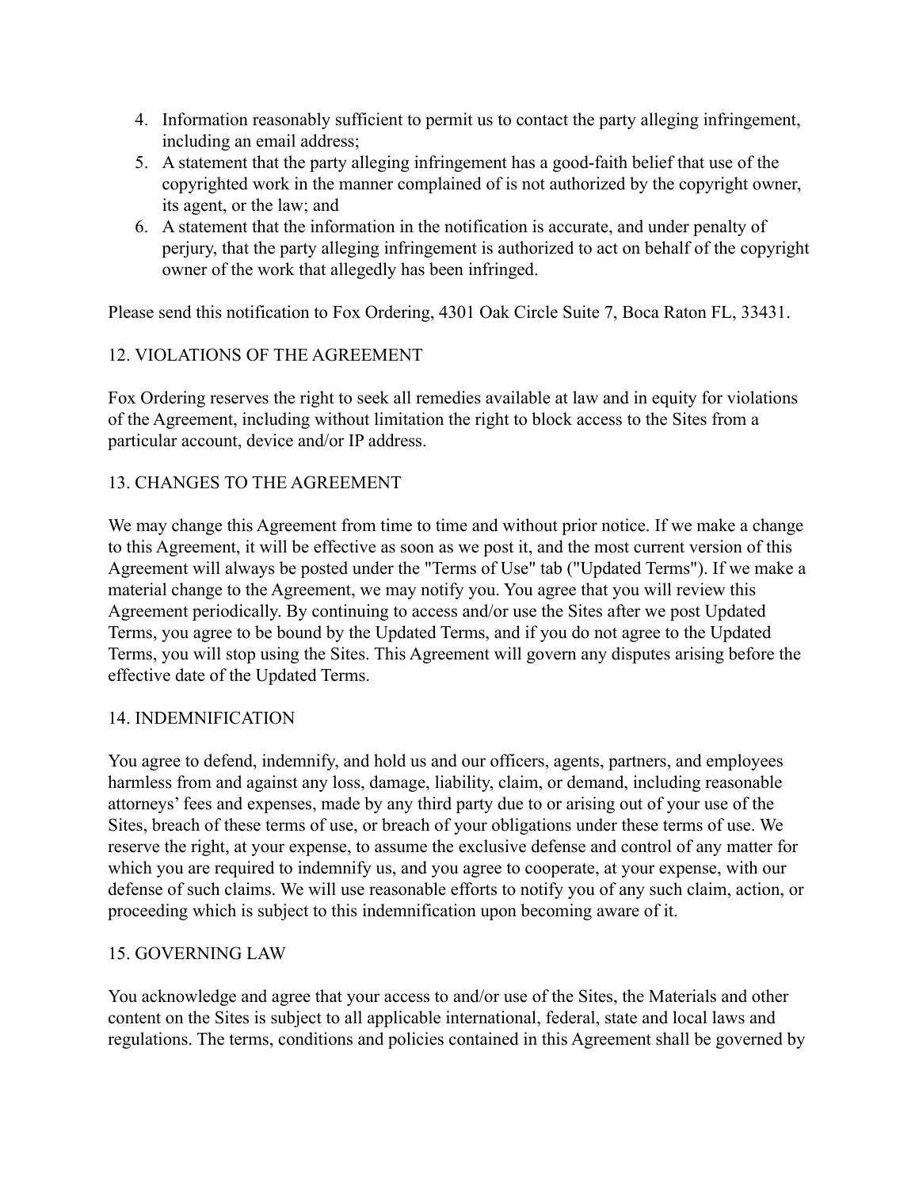4. Information reasonably sufficient to permit us to contact the party alleging infringement, including an email address;
5. A statement that the party alleging infringement has a good-faith belief that use of the copyrighted work in the manner complained of is not authorized by the copyright owner, its agent, or the law; and
6. A statement that the information in the notification is accurate, and under penalty of perjury, that the party alleging infringement is authorized to act on behalf of the copyright owner of the work that allegedly has been infringed.

Please send this notification to Fox Ordering, 4301 Oak Circle Suite 7, Boca Raton FL, 33431.

## 12. VIOLATIONS OF THE AGREEMENT

Fox Ordering reserves the right to seek all remedies available at law and in equity for violations of the Agreement, including without limitation the right to block access to the Sites from a particular account, device and/or IP address.

## 13. CHANGES TO THE AGREEMENT

We may change this Agreement from time to time and without prior notice. If we make a change to this Agreement, it will be effective as soon as we post it, and the most current version of this Agreement will always be posted under the "Terms of Use" tab ("Updated Terms"). If we make a material change to the Agreement, we may notify you. You agree that you will review this Agreement periodically. By continuing to access and/or use the Sites after we post Updated Terms, you agree to be bound by the Updated Terms, and if you do not agree to the Updated Terms, you will stop using the Sites. This Agreement will govern any disputes arising before the effective date of the Updated Terms.

## 14. INDEMNIFICATION

You agree to defend, indemnify, and hold us and our officers, agents, partners, and employees harmless from and against any loss, damage, liability, claim, or demand, including reasonable attorneys' fees and expenses, made by any third party due to or arising out of your use of the Sites, breach of these terms of use, or breach of your obligations under these terms of use. We reserve the right, at your expense, to assume the exclusive defense and control of any matter for which you are required to indemnify us, and you agree to cooperate, at your expense, with our defense of such claims. We will use reasonable efforts to notify you of any such claim, action, or proceeding which is subject to this indemnification upon becoming aware of it.

## 15. GOVERNING LAW

You acknowledge and agree that your access to and/or use of the Sites, the Materials and other content on the Sites is subject to all applicable international, federal, state and local laws and regulations. The terms, conditions and policies contained in this Agreement shall be governed by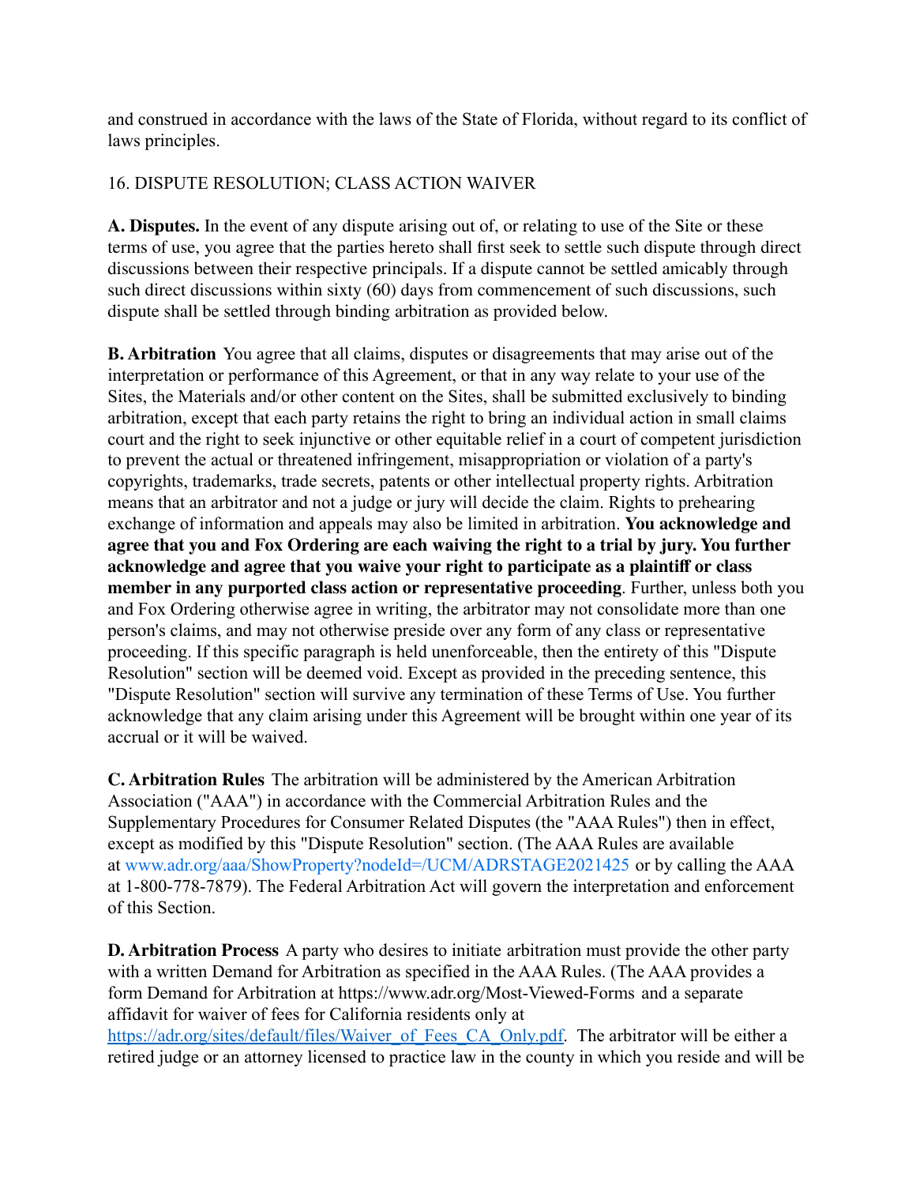and construed in accordance with the laws of the State of Florida, without regard to its conflict of laws principles.

16. DISPUTE RESOLUTION; CLASS ACTION WAIVER

**A. Disputes.** In the event of any dispute arising out of, or relating to use of the Site or these terms of use, you agree that the parties hereto shall first seek to settle such dispute through direct discussions between their respective principals. If a dispute cannot be settled amicably through such direct discussions within sixty (60) days from commencement of such discussions, such dispute shall be settled through binding arbitration as provided below.

**B. Arbitration** You agree that all claims, disputes or disagreements that may arise out of the interpretation or performance of this Agreement, or that in any way relate to your use of the Sites, the Materials and/or other content on the Sites, shall be submitted exclusively to binding arbitration, except that each party retains the right to bring an individual action in small claims court and the right to seek injunctive or other equitable relief in a court of competent jurisdiction to prevent the actual or threatened infringement, misappropriation or violation of a party's copyrights, trademarks, trade secrets, patents or other intellectual property rights. Arbitration means that an arbitrator and not a judge or jury will decide the claim. Rights to prehearing exchange of information and appeals may also be limited in arbitration. **You acknowledge and agree that you and Fox Ordering are each waiving the right to a trial by jury. You further acknowledge and agree that you waive your right to participate as a plaintiff or class member in any purported class action or representative proceeding**. Further, unless both you and Fox Ordering otherwise agree in writing, the arbitrator may not consolidate more than one person's claims, and may not otherwise preside over any form of any class or representative proceeding. If this specific paragraph is held unenforceable, then the entirety of this "Dispute Resolution" section will be deemed void. Except as provided in the preceding sentence, this "Dispute Resolution" section will survive any termination of these Terms of Use. You further acknowledge that any claim arising under this Agreement will be brought within one year of its accrual or it will be waived.

**C. Arbitration Rules** The arbitration will be administered by the American Arbitration Association ("AAA") in accordance with the Commercial Arbitration Rules and the Supplementary Procedures for Consumer Related Disputes (the "AAA Rules") then in effect, except as modified by this "Dispute Resolution" section. (The AAA Rules are available at www.adr.org/aaa/ShowProperty?nodeId=/UCM/ADRSTAGE2021425 or by calling the AAA at 1-800-778-7879). The Federal Arbitration Act will govern the interpretation and enforcement of this Section.

**D. Arbitration Process** A party who desires to initiate arbitration must provide the other party with a written Demand for Arbitration as specified in the AAA Rules. (The AAA provides a form Demand for Arbitration at https://www.adr.org/Most-Viewed-Forms and a separate affidavit for waiver of fees for California residents only at https://adr.org/sites/default/files/Waiver_of_Fees_CA_Only.pdf. The arbitrator will be either a retired judge or an attorney licensed to practice law in the county in which you reside and will be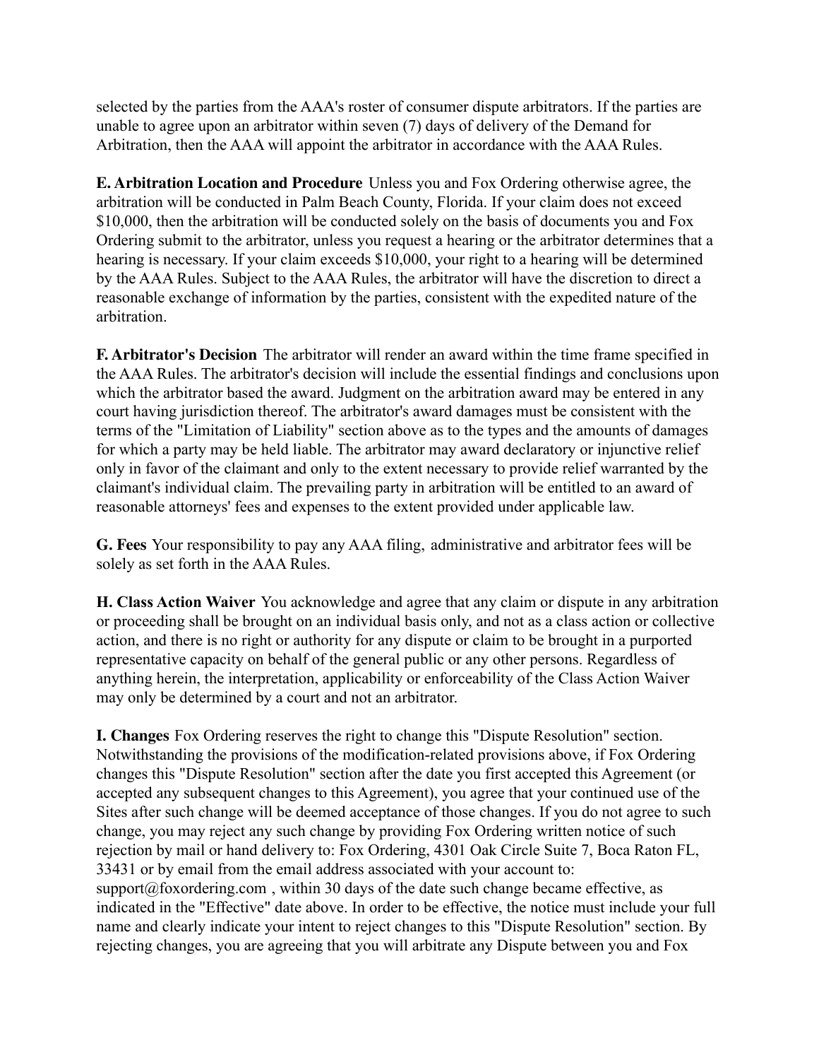selected by the parties from the AAA's roster of consumer dispute arbitrators. If the parties are unable to agree upon an arbitrator within seven (7) days of delivery of the Demand for Arbitration, then the AAA will appoint the arbitrator in accordance with the AAA Rules.

**E. Arbitration Location and Procedure** Unless you and Fox Ordering otherwise agree, the arbitration will be conducted in Palm Beach County, Florida. If your claim does not exceed $10,000, then the arbitration will be conducted solely on the basis of documents you and Fox Ordering submit to the arbitrator, unless you request a hearing or the arbitrator determines that a hearing is necessary. If your claim exceeds $10,000, your right to a hearing will be determined by the AAA Rules. Subject to the AAA Rules, the arbitrator will have the discretion to direct a reasonable exchange of information by the parties, consistent with the expedited nature of the arbitration.

**F. Arbitrator's Decision** The arbitrator will render an award within the time frame specified in the AAA Rules. The arbitrator's decision will include the essential findings and conclusions upon which the arbitrator based the award. Judgment on the arbitration award may be entered in any court having jurisdiction thereof. The arbitrator's award damages must be consistent with the terms of the "Limitation of Liability" section above as to the types and the amounts of damages for which a party may be held liable. The arbitrator may award declaratory or injunctive relief only in favor of the claimant and only to the extent necessary to provide relief warranted by the claimant's individual claim. The prevailing party in arbitration will be entitled to an award of reasonable attorneys' fees and expenses to the extent provided under applicable law.

**G. Fees** Your responsibility to pay any AAA filing, administrative and arbitrator fees will be solely as set forth in the AAA Rules.

**H. Class Action Waiver** You acknowledge and agree that any claim or dispute in any arbitration or proceeding shall be brought on an individual basis only, and not as a class action or collective action, and there is no right or authority for any dispute or claim to be brought in a purported representative capacity on behalf of the general public or any other persons. Regardless of anything herein, the interpretation, applicability or enforceability of the Class Action Waiver may only be determined by a court and not an arbitrator.

**I. Changes** Fox Ordering reserves the right to change this "Dispute Resolution" section. Notwithstanding the provisions of the modification-related provisions above, if Fox Ordering changes this "Dispute Resolution" section after the date you first accepted this Agreement (or accepted any subsequent changes to this Agreement), you agree that your continued use of the Sites after such change will be deemed acceptance of those changes. If you do not agree to such change, you may reject any such change by providing Fox Ordering written notice of such rejection by mail or hand delivery to: Fox Ordering, 4301 Oak Circle Suite 7, Boca Raton FL, 33431 or by email from the email address associated with your account to: support@foxordering.com , within 30 days of the date such change became effective, as indicated in the "Effective" date above. In order to be effective, the notice must include your full name and clearly indicate your intent to reject changes to this "Dispute Resolution" section. By rejecting changes, you are agreeing that you will arbitrate any Dispute between you and Fox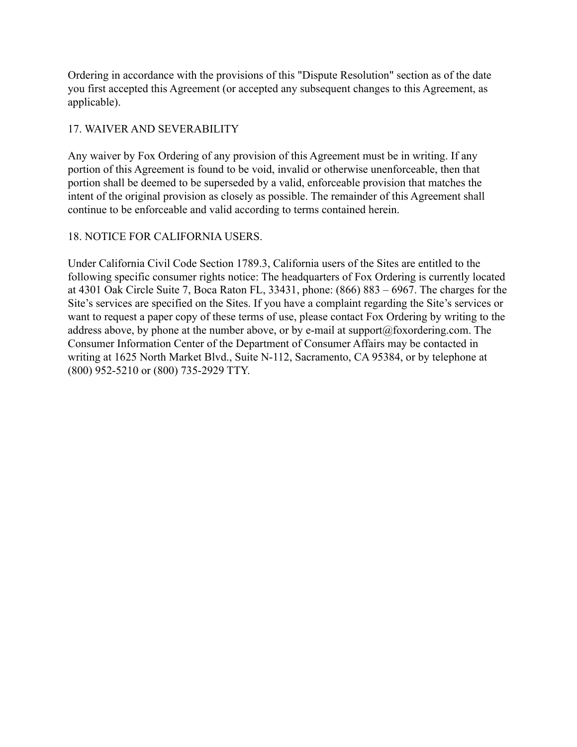Ordering in accordance with the provisions of this "Dispute Resolution" section as of the date you first accepted this Agreement (or accepted any subsequent changes to this Agreement, as applicable).

## 17. WAIVER AND SEVERABILITY

Any waiver by Fox Ordering of any provision of this Agreement must be in writing. If any portion of this Agreement is found to be void, invalid or otherwise unenforceable, then that portion shall be deemed to be superseded by a valid, enforceable provision that matches the intent of the original provision as closely as possible. The remainder of this Agreement shall continue to be enforceable and valid according to terms contained herein.

## 18. NOTICE FOR CALIFORNIA USERS.

Under California Civil Code Section 1789.3, California users of the Sites are entitled to the following specific consumer rights notice: The headquarters of Fox Ordering is currently located at 4301 Oak Circle Suite 7, Boca Raton FL, 33431, phone: (866) 883 – 6967. The charges for the Site's services are specified on the Sites. If you have a complaint regarding the Site's services or want to request a paper copy of these terms of use, please contact Fox Ordering by writing to the address above, by phone at the number above, or by e-mail at support@foxordering.com. The Consumer Information Center of the Department of Consumer Affairs may be contacted in writing at 1625 North Market Blvd., Suite N-112, Sacramento, CA 95384, or by telephone at (800) 952-5210 or (800) 735-2929 TTY.